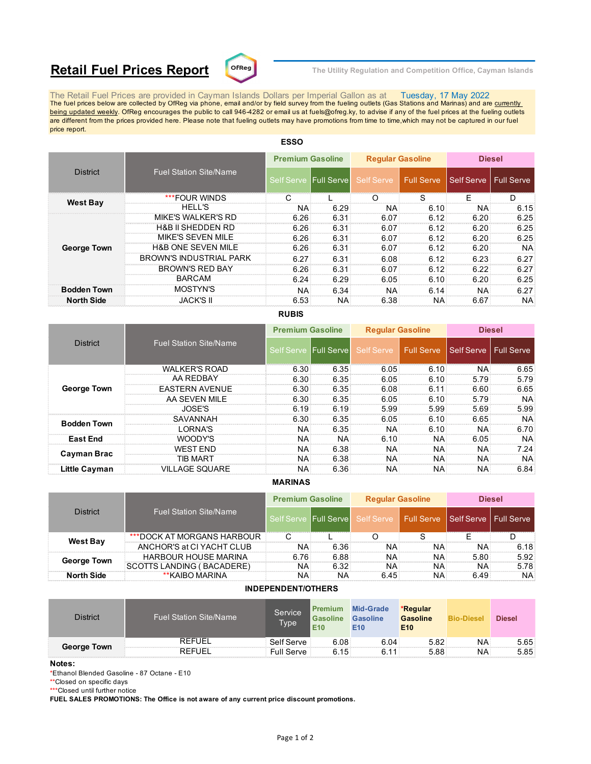# Retail Fuel Prices Report

The Utility Regulation and Competition Office, Cayman Islands

The Retail Fuel Prices are provided in Cayman Islands Dollars per Imperial Gallon as at Tuesday, 17 May 2022

The fuel prices below are collected by OfReg via phone, email and/or by field survey from the fueling outlets (Gas Stations and Marinas) and are currently being updated weekly. OfReg encourages the public to call 946-4282 or email us at fuels@ofreg.ky, to advise if any of the fuel prices at the fueling outlets are different from the prices provided here. Please note that fueling outlets may have promotions from time to time,which may not be captured in our fuel price report.

## ESSO

| District | Fuel Station Site/Name | Premium Gasoline | | Regular Gasoline | | Diesel | |
|---|---|---|---|---|---|---|---|
| | | Self Serve | Full Serve | Self Serve | Full Serve | Self Serve | Full Serve |
| West Bay | ***FOUR WINDS | C | L | O | S | E | D |
| | HELL'S | NA | 6.29 | NA | 6.10 | NA | 6.15 |
| George Town | MIKE'S WALKER'S RD | 6.26 | 6.31 | 6.07 | 6.12 | 6.20 | 6.25 |
| | H&B II SHEDDEN RD | 6.26 | 6.31 | 6.07 | 6.12 | 6.20 | 6.25 |
| | MIKE'S SEVEN MILE | 6.26 | 6.31 | 6.07 | 6.12 | 6.20 | 6.25 |
| | H&B ONE SEVEN MILE | 6.26 | 6.31 | 6.07 | 6.12 | 6.20 | NA |
| | BROWN'S INDUSTRIAL PARK | 6.27 | 6.31 | 6.08 | 6.12 | 6.23 | 6.27 |
| | BROWN'S RED BAY | 6.26 | 6.31 | 6.07 | 6.12 | 6.22 | 6.27 |
| | BARCAM | 6.24 | 6.29 | 6.05 | 6.10 | 6.20 | 6.25 |
| Bodden Town | MOSTYN'S | NA | 6.34 | NA | 6.14 | NA | 6.27 |
| North Side | JACK'S II | 6.53 | NA | 6.38 | NA | 6.67 | NA |

## RUBIS

| District | Fuel Station Site/Name | Premium Gasoline | | Regular Gasoline | | Diesel | |
|---|---|---|---|---|---|---|---|
| | | Self Serve | Full Serve | Self Serve | Full Serve | Self Serve | Full Serve |
| George Town | WALKER'S ROAD | 6.30 | 6.35 | 6.05 | 6.10 | NA | 6.65 |
| | AA REDBAY | 6.30 | 6.35 | 6.05 | 6.10 | 5.79 | 5.79 |
| | EASTERN AVENUE | 6.30 | 6.35 | 6.08 | 6.11 | 6.60 | 6.65 |
| | AA SEVEN MILE | 6.30 | 6.35 | 6.05 | 6.10 | 5.79 | NA |
| | JOSE'S | 6.19 | 6.19 | 5.99 | 5.99 | 5.69 | 5.99 |
| Bodden Town | SAVANNAH | 6.30 | 6.35 | 6.05 | 6.10 | 6.65 | NA |
| | LORNA'S | NA | 6.35 | NA | 6.10 | NA | 6.70 |
| East End | WOODY'S | NA | NA | 6.10 | NA | 6.05 | NA |
| Cayman Brac | WEST END | NA | 6.38 | NA | NA | NA | 7.24 |
| | TIB MART | NA | 6.38 | NA | NA | NA | NA |
| Little Cayman | VILLAGE SQUARE | NA | 6.36 | NA | NA | NA | 6.84 |

## MARINAS

| District | Fuel Station Site/Name | Premium Gasoline | | Regular Gasoline | | Diesel | |
|---|---|---|---|---|---|---|---|
| | | Self Serve | Full Serve | Self Serve | Full Serve | Self Serve | Full Serve |
| West Bay | ***DOCK AT MORGANS HARBOUR | C | L | O | S | E | D |
| | ANCHOR'S at CI YACHT CLUB | NA | 6.36 | NA | NA | NA | 6.18 |
| George Town | HARBOUR HOUSE MARINA | 6.76 | 6.88 | NA | NA | 5.80 | 5.92 |
| | SCOTTS LANDING ( BACADERE) | NA | 6.32 | NA | NA | NA | 5.78 |
| North Side | **KAIBO MARINA | NA | NA | 6.45 | NA | 6.49 | NA |

## INDEPENDENT/OTHERS

| District | Fuel Station Site/Name | Service Type | Premium Gasoline E10 | Mid-Grade Gasoline E10 | *Regular Gasoline E10 | Bio-Diesel | Diesel |
|---|---|---|---|---|---|---|---|
| George Town | REFUEL | Self Serve | 6.08 | 6.04 | 5.82 | NA | 5.65 |
| | REFUEL | Full Serve | 6.15 | 6.11 | 5.88 | NA | 5.85 |

**Notes:**

*Ethanol Blended Gasoline - 87 Octane - E10

**Closed on specific days

***Closed until further notice

**FUEL SALES PROMOTIONS: The Office is not aware of any current price discount promotions.**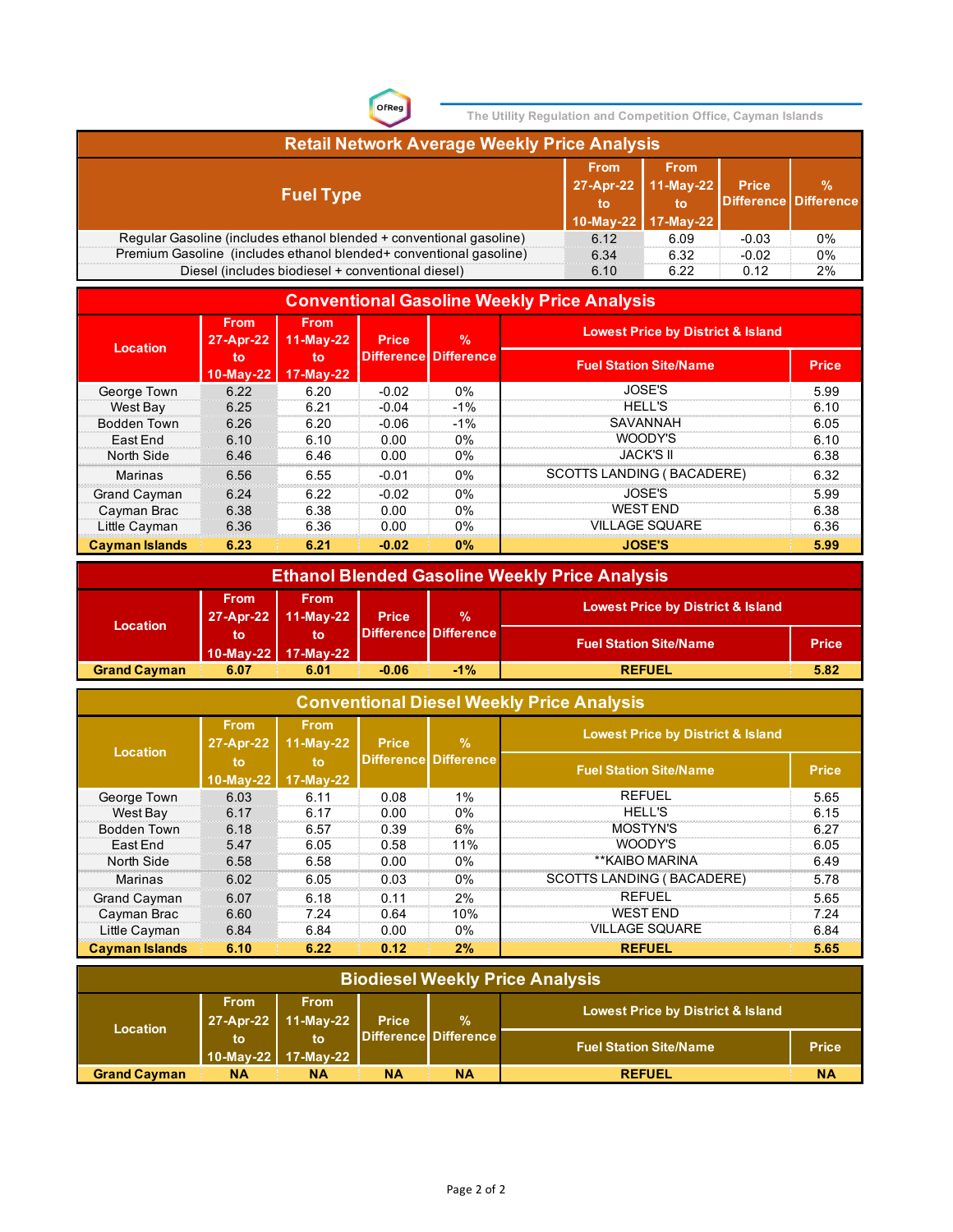OfReg

The Utility Regulation and Competition Office, Cayman Islands

## Retail Network Average Weekly Price Analysis

| Fuel Type | From 27-Apr-22 to 10-May-22 | From 11-May-22 to 17-May-22 | Price Difference | % Difference |
|---|---|---|---|---|
| Regular Gasoline (includes ethanol blended + conventional gasoline) | 6.12 | 6.09 | -0.03 | 0% |
| Premium Gasoline (includes ethanol blended+ conventional gasoline) | 6.34 | 6.32 | -0.02 | 0% |
| Diesel (includes biodiesel + conventional diesel) | 6.10 | 6.22 | 0.12 | 2% |

## Conventional Gasoline Weekly Price Analysis

| Location | From 27-Apr-22 to 10-May-22 | From 11-May-22 to 17-May-22 | Price Difference | % Difference | Lowest Price by District & Island | |
|---|---|---|---|---|---|---|
| | | | | | Fuel Station Site/Name | Price |
| George Town | 6.22 | 6.20 | -0.02 | 0% | JOSE'S | 5.99 |
| West Bay | 6.25 | 6.21 | -0.04 | -1% | HELL'S | 6.10 |
| Bodden Town | 6.26 | 6.20 | -0.06 | -1% | SAVANNAH | 6.05 |
| East End | 6.10 | 6.10 | 0.00 | 0% | WOODY'S | 6.10 |
| North Side | 6.46 | 6.46 | 0.00 | 0% | JACK'S II | 6.38 |
| Marinas | 6.56 | 6.55 | -0.01 | 0% | SCOTTS LANDING ( BACADERE) | 6.32 |
| Grand Cayman | 6.24 | 6.22 | -0.02 | 0% | JOSE'S | 5.99 |
| Cayman Brac | 6.38 | 6.38 | 0.00 | 0% | WEST END | 6.38 |
| Little Cayman | 6.36 | 6.36 | 0.00 | 0% | VILLAGE SQUARE | 6.36 |
| **Cayman Islands** | **6.23** | **6.21** | **-0.02** | **0%** | **JOSE'S** | **5.99** |

## Ethanol Blended Gasoline Weekly Price Analysis

| Location | From 27-Apr-22 to 10-May-22 | From 11-May-22 to 17-May-22 | Price Difference | % Difference | Lowest Price by District & Island | |
|---|---|---|---|---|---|---|
| | | | | | Fuel Station Site/Name | Price |
| **Grand Cayman** | **6.07** | **6.01** | **-0.06** | **-1%** | **REFUEL** | **5.82** |

## Conventional Diesel Weekly Price Analysis

| Location | From 27-Apr-22 to 10-May-22 | From 11-May-22 to 17-May-22 | Price Difference | % Difference | Lowest Price by District & Island | |
|---|---|---|---|---|---|---|
| | | | | | Fuel Station Site/Name | Price |
| George Town | 6.03 | 6.11 | 0.08 | 1% | REFUEL | 5.65 |
| West Bay | 6.17 | 6.17 | 0.00 | 0% | HELL'S | 6.15 |
| Bodden Town | 6.18 | 6.57 | 0.39 | 6% | MOSTYN'S | 6.27 |
| East End | 5.47 | 6.05 | 0.58 | 11% | WOODY'S | 6.05 |
| North Side | 6.58 | 6.58 | 0.00 | 0% | **KAIBO MARINA | 6.49 |
| Marinas | 6.02 | 6.05 | 0.03 | 0% | SCOTTS LANDING ( BACADERE) | 5.78 |
| Grand Cayman | 6.07 | 6.18 | 0.11 | 2% | REFUEL | 5.65 |
| Cayman Brac | 6.60 | 7.24 | 0.64 | 10% | WEST END | 7.24 |
| Little Cayman | 6.84 | 6.84 | 0.00 | 0% | VILLAGE SQUARE | 6.84 |
| **Cayman Islands** | **6.10** | **6.22** | **0.12** | **2%** | **REFUEL** | **5.65** |

## Biodiesel Weekly Price Analysis

| Location | From 27-Apr-22 to 10-May-22 | From 11-May-22 to 17-May-22 | Price Difference | % Difference | Lowest Price by District & Island | |
|---|---|---|---|---|---|---|
| | | | | | Fuel Station Site/Name | Price |
| **Grand Cayman** | **NA** | **NA** | **NA** | **NA** | **REFUEL** | **NA** |